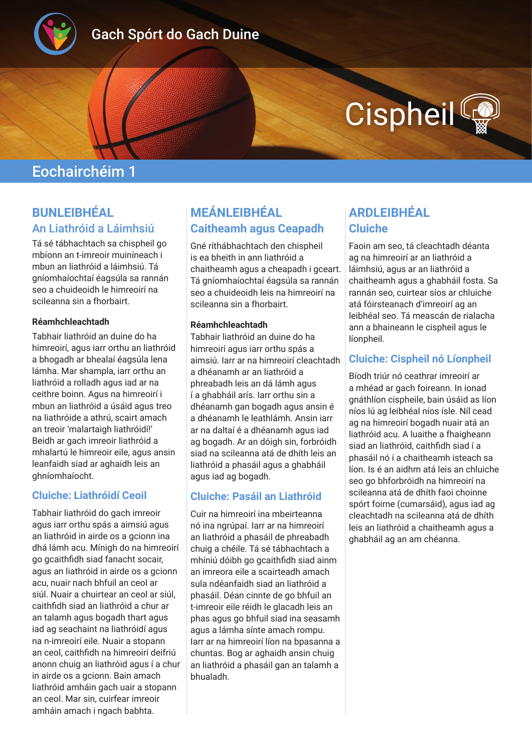Gach Spórt do Gach Duine

# Cispheil

## Eochairchéim 1

### BUNLEIBHÉAL

### An Liathróid a Láimhsiú

Tá sé tábhachtach sa chispheil go mbíonn an t-imreoir muiníneach i mbun an liathróid a láimhsiú. Tá gníomhaíochtaí éagsúla sa rannán seo a chuideoidh le himreoirí na scileanna sin a fhorbairt.

**Réamhchleachtadh**

Tabhair liathróid an duine do ha himreoirí, agus iarr orthu an liathróid a bhogadh ar bhealaí éagsúla lena lámha. Mar shampla, iarr orthu an liathróid a rolladh agus iad ar na ceithre boinn. Agus na himreoirí i mbun an liathróid a úsáid agus treo na liathróide a athrú, scairt amach an treoir 'malartaigh liathróidí!' Beidh ar gach imreoir liathróid a mhalartú le himreoir eile, agus ansin leanfaidh siad ar aghaidh leis an ghníomhaíocht.

#### Cluiche: Liathróidí Ceoil

Tabhair liathróid do gach imreoir agus iarr orthu spás a aimsiú agus an liathróid in airde os a gcionn ina dhá lámh acu. Mínigh do na himreoirí go gcaithfidh siad fanacht socair, agus an liathróid in airde os a gcionn acu, nuair nach bhfuil an ceol ar siúl. Nuair a chuirtear an ceol ar siúl, caithfidh siad an liathróid a chur ar an talamh agus bogadh thart agus iad ag seachaint na liathróidí agus na n-imreoirí eile. Nuair a stopann an ceol, caithfidh na himreoirí deifriú anonn chuig an liathróid agus í a chur in airde os a gcionn. Bain amach liathróid amháin gach uair a stopann an ceol. Mar sin, cuirfear imreoir amháin amach i ngach babhta.

### MEÁNLEIBHÉAL

### Caitheamh agus Ceapadh

Gné ríthábhachtach den chispheil is ea bheith in ann liathróid a chaitheamh agus a cheapadh i gceart. Tá gníomhaíochtaí éagsúla sa rannán seo a chuideoidh leis na himreoirí na scileanna sin a fhorbairt.

**Réamhchleachtadh**

Tabhair liathróid an duine do ha himreoirí agus iarr orthu spás a aimsiú. Iarr ar na himreoirí cleachtadh a dhéanamh ar an liathróid a phreabadh leis an dá lámh agus í a ghabháil arís. Iarr orthu sin a dhéanamh gan bogadh agus ansin é a dhéanamh le leathlámh. Ansin iarr ar na daltaí é a dhéanamh agus iad ag bogadh. Ar an dóigh sin, forbróidh siad na scileanna atá de dhíth leis an liathróid a phasáil agus a ghabháil agus iad ag bogadh.

#### Cluiche: Pasáil an Liathróid

Cuir na himreoirí ina mbeirteanna nó ina ngrúpaí. Iarr ar na himreoirí an liathróid a phasáil de phreabadh chuig a chéile. Tá sé tábhachtach a mhíniú dóibh go gcaithfidh siad ainm an imreora eile a scairteadh amach sula ndéanfaidh siad an liathróid a phasáil. Déan cinnte de go bhfuil an t-imreoir eile réidh le glacadh leis an phas agus go bhfuil siad ina seasamh agus a lámha sínte amach rompu. Iarr ar na himreoirí líon na bpasanna a chuntas. Bog ar aghaidh ansin chuig an liathróid a phasáil gan an talamh a bhualadh.

### ARDLEIBHÉAL

### Cluiche

Faoin am seo, tá cleachtadh déanta ag na himreoirí ar an liathróid a láimhsiú, agus ar an liathróid a chaitheamh agus a ghabháil fosta. Sa rannán seo, cuirtear síos ar chluiche atá fóirsteanach d'imreoirí ag an leibhéal seo. Tá meascán de rialacha ann a bhaineann le cispheil agus le líonpheil.

#### Cluiche: Cispheil nó Líonpheil

Bíodh triúr nó ceathrar imreoirí ar a mhéad ar gach foireann. In ionad gnáthlíon cispheile, bain úsáid as líon níos lú ag leibhéal níos ísle. Níl cead ag na himreoirí bogadh nuair atá an liathróid acu. A luaithe a fhaigheann siad an liathróid, caithfidh siad í a phasáil nó í a chaitheamh isteach sa líon. Is é an aidhm atá leis an chluiche seo go bhforbróidh na himreoirí na scileanna atá de dhíth faoi choinne spórt foirne (cumarsáid), agus iad ag cleachtadh na scileanna atá de dhíth leis an liathróid a chaitheamh agus a ghabháil ag an am chéanna.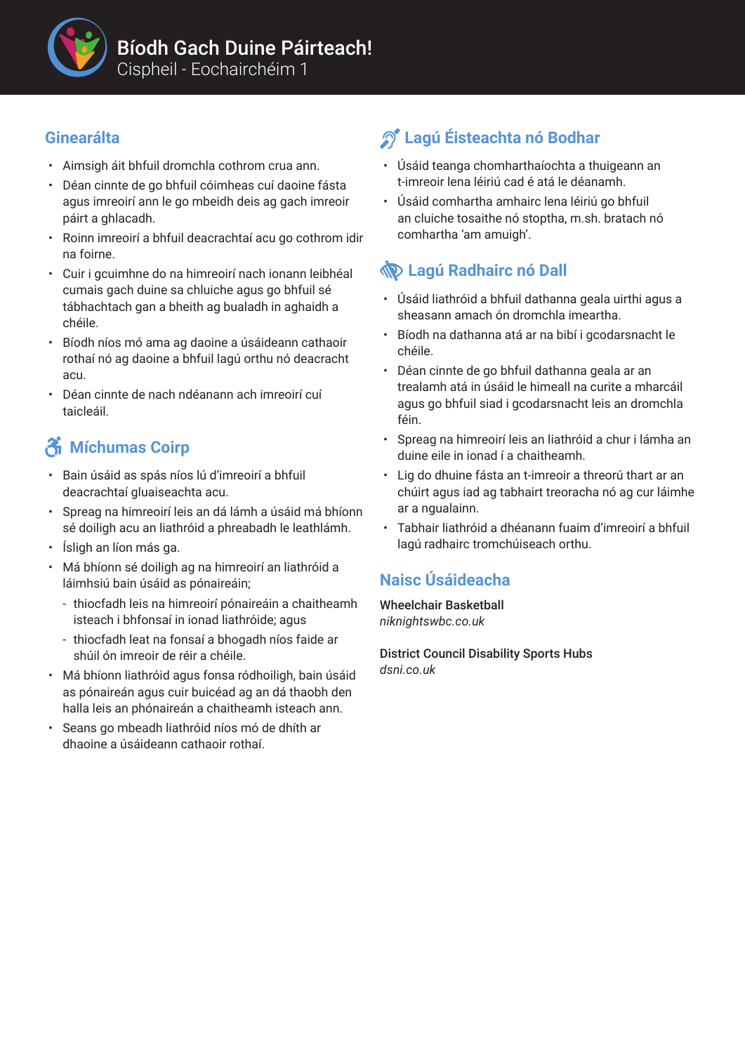# Bíodh Gach Duine Páirteach!

Cispheil - Eochairchéim 1

## Ginearálta

- Aimsigh áit bhfuil dromchla cothrom crua ann.
- Déan cinnte de go bhfuil cóimheas cuí daoine fásta agus imreoirí ann le go mbeidh deis ag gach imreoir páirt a ghlacadh.
- Roinn imreoirí a bhfuil deacrachtaí acu go cothrom idir na foirne.
- Cuir i gcuimhne do na himreoirí nach ionann leibhéal cumais gach duine sa chluiche agus go bhfuil sé tábhachtach gan a bheith ag bualadh in aghaidh a chéile.
- Bíodh níos mó ama ag daoine a úsáideann cathaoir rothaí nó ag daoine a bhfuil lagú orthu nó deacracht acu.
- Déan cinnte de nach ndéanann ach imreoirí cuí taicleáil.

## Míchumas Coirp

- Bain úsáid as spás níos lú d'imreoirí a bhfuil deacrachtaí gluaiseachta acu.
- Spreag na himreoirí leis an dá lámh a úsáid má bhíonn sé doiligh acu an liathróid a phreabadh le leathlámh.
- Ísligh an líon más ga.
- Má bhíonn sé doiligh ag na himreoirí an liathróid a láimhsiú bain úsáid as pónaireáin;
  - thiocfadh leis na himreoirí pónaireáin a chaitheamh isteach i bhfonsaí in ionad liathróide; agus
  - thiocfadh leat na fonsaí a bhogadh níos faide ar shúil ón imreoir de réir a chéile.
- Má bhíonn liathróid agus fonsa ródhoiligh, bain úsáid as pónaireán agus cuir buicéad ag an dá thaobh den halla leis an phónaireán a chaitheamh isteach ann.
- Seans go mbeadh liathróid níos mó de dhíth ar dhaoine a úsáideann cathaoir rothaí.

## Lagú Éisteachta nó Bodhar

- Úsáid teanga chomharthaíochta a thuigeann an t-imreoir lena léiriú cad é atá le déanamh.
- Úsáid comhartha amhairc lena léiriú go bhfuil an cluiche tosaithe nó stoptha, m.sh. bratach nó comhartha 'am amuigh'.

## Lagú Radhairc nó Dall

- Úsáid liathróid a bhfuil dathanna geala uirthi agus a sheasann amach ón dromchla imeartha.
- Bíodh na dathanna atá ar na bibí i gcodarsnacht le chéile.
- Déan cinnte de go bhfuil dathanna geala ar an trealamh atá in úsáid le himeall na curite a mharcáil agus go bhfuil siad i gcodarsnacht leis an dromchla féin.
- Spreag na himreoirí leis an liathróid a chur i lámha an duine eile in ionad í a chaitheamh.
- Lig do dhuine fásta an t-imreoir a threorú thart ar an chúirt agus iad ag tabhairt treoracha nó ag cur láimhe ar a ngualainn.
- Tabhair liathróid a dhéanann fuaim d'imreoirí a bhfuil lagú radhairc tromchúiseach orthu.

## Naisc Úsáideacha

**Wheelchair Basketball**
*niknightswbc.co.uk*

**District Council Disability Sports Hubs**
*dsni.co.uk*